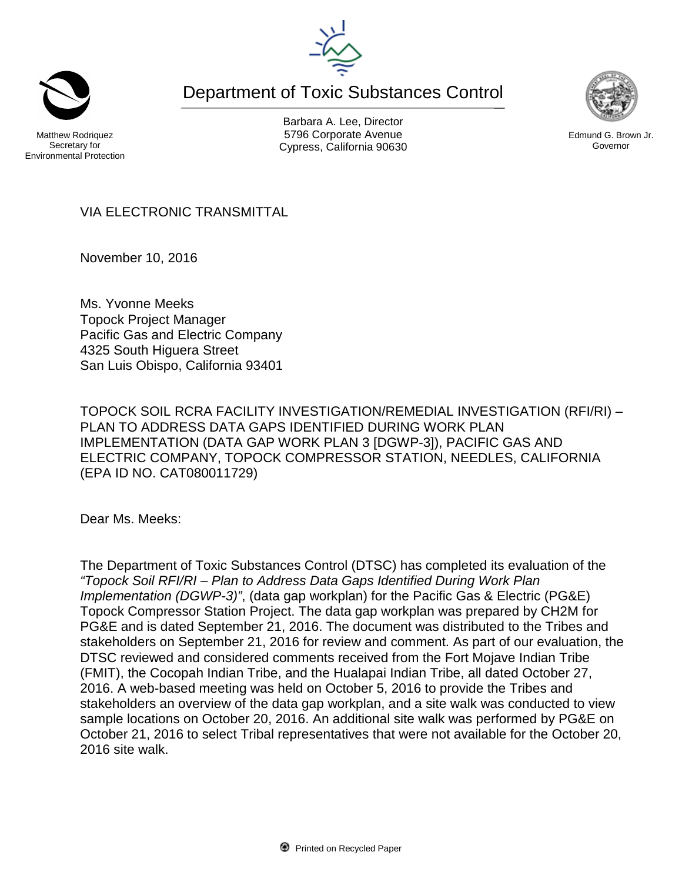Department of Toxic Substances Control

Matthew Rodriquez
Secretary for
Environmental Protection

Barbara A. Lee, Director
5796 Corporate Avenue
Cypress, California 90630

Edmund G. Brown Jr.
Governor

VIA ELECTRONIC TRANSMITTAL

November 10, 2016

Ms. Yvonne Meeks
Topock Project Manager
Pacific Gas and Electric Company
4325 South Higuera Street
San Luis Obispo, California 93401

TOPOCK SOIL RCRA FACILITY INVESTIGATION/REMEDIAL INVESTIGATION (RFI/RI) – PLAN TO ADDRESS DATA GAPS IDENTIFIED DURING WORK PLAN IMPLEMENTATION (DATA GAP WORK PLAN 3 [DGWP-3]), PACIFIC GAS AND ELECTRIC COMPANY, TOPOCK COMPRESSOR STATION, NEEDLES, CALIFORNIA (EPA ID NO. CAT080011729)

Dear Ms. Meeks:

The Department of Toxic Substances Control (DTSC) has completed its evaluation of the *"Topock Soil RFI/RI – Plan to Address Data Gaps Identified During Work Plan Implementation (DGWP-3)"*, (data gap workplan) for the Pacific Gas & Electric (PG&E) Topock Compressor Station Project. The data gap workplan was prepared by CH2M for PG&E and is dated September 21, 2016. The document was distributed to the Tribes and stakeholders on September 21, 2016 for review and comment. As part of our evaluation, the DTSC reviewed and considered comments received from the Fort Mojave Indian Tribe (FMIT), the Cocopah Indian Tribe, and the Hualapai Indian Tribe, all dated October 27, 2016. A web-based meeting was held on October 5, 2016 to provide the Tribes and stakeholders an overview of the data gap workplan, and a site walk was conducted to view sample locations on October 20, 2016. An additional site walk was performed by PG&E on October 21, 2016 to select Tribal representatives that were not available for the October 20, 2016 site walk.

Printed on Recycled Paper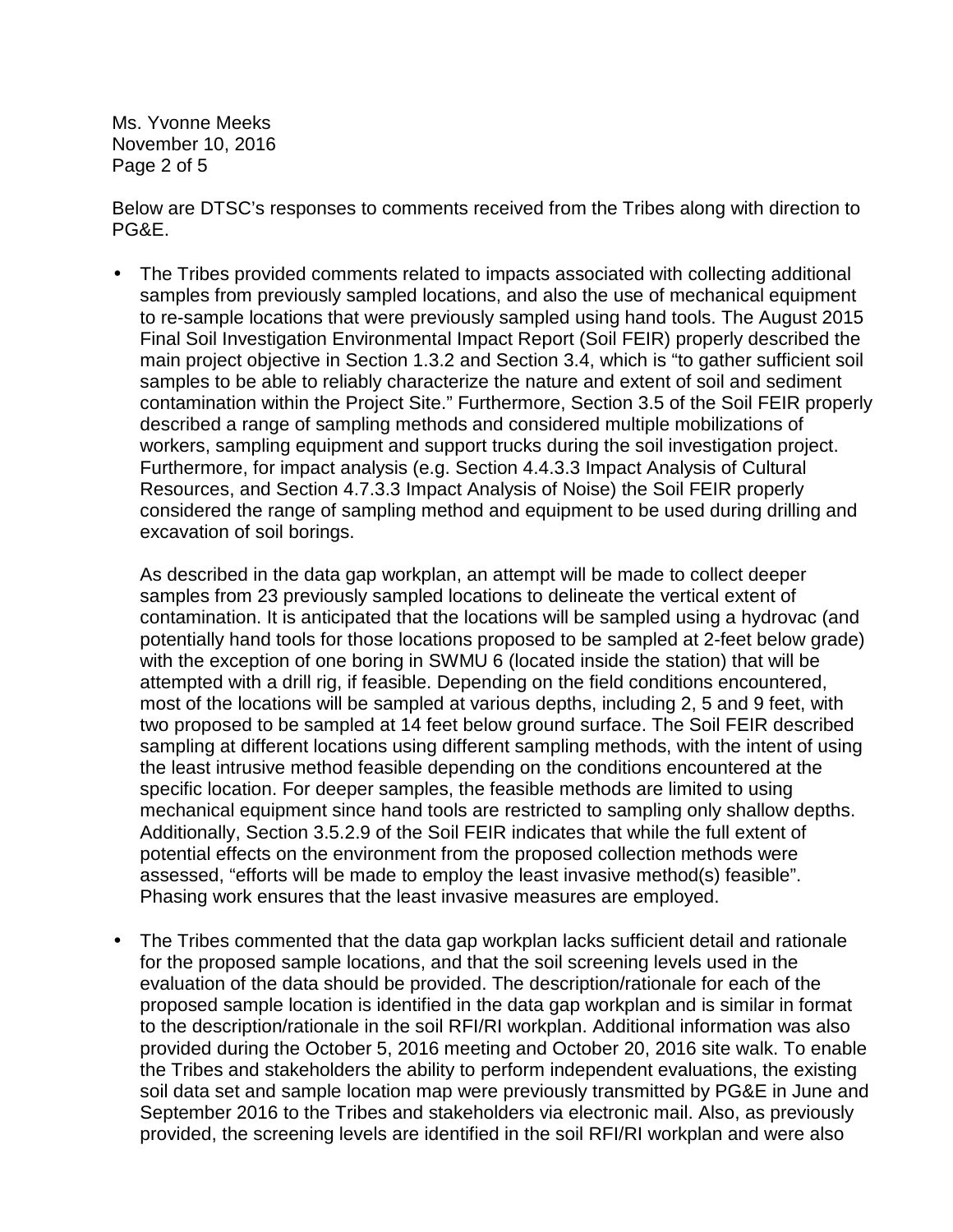Ms. Yvonne Meeks
November 10, 2016

Below are DTSC's responses to comments received from the Tribes along with direction to PG&E.

- The Tribes provided comments related to impacts associated with collecting additional samples from previously sampled locations, and also the use of mechanical equipment to re-sample locations that were previously sampled using hand tools. The August 2015 Final Soil Investigation Environmental Impact Report (Soil FEIR) properly described the main project objective in Section 1.3.2 and Section 3.4, which is "to gather sufficient soil samples to be able to reliably characterize the nature and extent of soil and sediment contamination within the Project Site." Furthermore, Section 3.5 of the Soil FEIR properly described a range of sampling methods and considered multiple mobilizations of workers, sampling equipment and support trucks during the soil investigation project. Furthermore, for impact analysis (e.g. Section 4.4.3.3 Impact Analysis of Cultural Resources, and Section 4.7.3.3 Impact Analysis of Noise) the Soil FEIR properly considered the range of sampling method and equipment to be used during drilling and excavation of soil borings.

  As described in the data gap workplan, an attempt will be made to collect deeper samples from 23 previously sampled locations to delineate the vertical extent of contamination. It is anticipated that the locations will be sampled using a hydrovac (and potentially hand tools for those locations proposed to be sampled at 2-feet below grade) with the exception of one boring in SWMU 6 (located inside the station) that will be attempted with a drill rig, if feasible. Depending on the field conditions encountered, most of the locations will be sampled at various depths, including 2, 5 and 9 feet, with two proposed to be sampled at 14 feet below ground surface. The Soil FEIR described sampling at different locations using different sampling methods, with the intent of using the least intrusive method feasible depending on the conditions encountered at the specific location. For deeper samples, the feasible methods are limited to using mechanical equipment since hand tools are restricted to sampling only shallow depths. Additionally, Section 3.5.2.9 of the Soil FEIR indicates that while the full extent of potential effects on the environment from the proposed collection methods were assessed, "efforts will be made to employ the least invasive method(s) feasible". Phasing work ensures that the least invasive measures are employed.

- The Tribes commented that the data gap workplan lacks sufficient detail and rationale for the proposed sample locations, and that the soil screening levels used in the evaluation of the data should be provided. The description/rationale for each of the proposed sample location is identified in the data gap workplan and is similar in format to the description/rationale in the soil RFI/RI workplan. Additional information was also provided during the October 5, 2016 meeting and October 20, 2016 site walk. To enable the Tribes and stakeholders the ability to perform independent evaluations, the existing soil data set and sample location map were previously transmitted by PG&E in June and September 2016 to the Tribes and stakeholders via electronic mail. Also, as previously provided, the screening levels are identified in the soil RFI/RI workplan and were also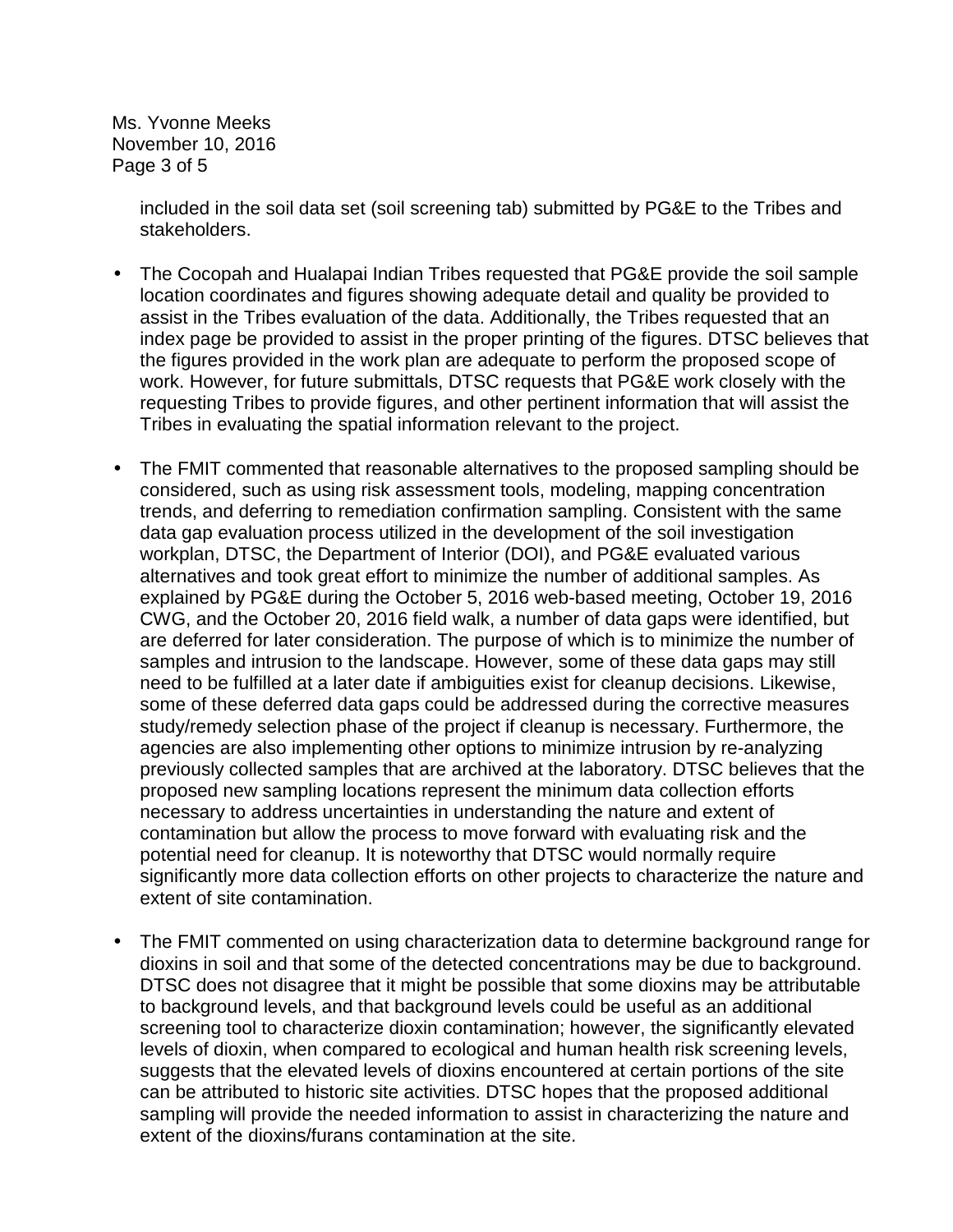included in the soil data set (soil screening tab) submitted by PG&E to the Tribes and stakeholders.

- The Cocopah and Hualapai Indian Tribes requested that PG&E provide the soil sample location coordinates and figures showing adequate detail and quality be provided to assist in the Tribes evaluation of the data. Additionally, the Tribes requested that an index page be provided to assist in the proper printing of the figures. DTSC believes that the figures provided in the work plan are adequate to perform the proposed scope of work. However, for future submittals, DTSC requests that PG&E work closely with the requesting Tribes to provide figures, and other pertinent information that will assist the Tribes in evaluating the spatial information relevant to the project.

- The FMIT commented that reasonable alternatives to the proposed sampling should be considered, such as using risk assessment tools, modeling, mapping concentration trends, and deferring to remediation confirmation sampling. Consistent with the same data gap evaluation process utilized in the development of the soil investigation workplan, DTSC, the Department of Interior (DOI), and PG&E evaluated various alternatives and took great effort to minimize the number of additional samples. As explained by PG&E during the October 5, 2016 web-based meeting, October 19, 2016 CWG, and the October 20, 2016 field walk, a number of data gaps were identified, but are deferred for later consideration. The purpose of which is to minimize the number of samples and intrusion to the landscape. However, some of these data gaps may still need to be fulfilled at a later date if ambiguities exist for cleanup decisions. Likewise, some of these deferred data gaps could be addressed during the corrective measures study/remedy selection phase of the project if cleanup is necessary. Furthermore, the agencies are also implementing other options to minimize intrusion by re-analyzing previously collected samples that are archived at the laboratory. DTSC believes that the proposed new sampling locations represent the minimum data collection efforts necessary to address uncertainties in understanding the nature and extent of contamination but allow the process to move forward with evaluating risk and the potential need for cleanup. It is noteworthy that DTSC would normally require significantly more data collection efforts on other projects to characterize the nature and extent of site contamination.

- The FMIT commented on using characterization data to determine background range for dioxins in soil and that some of the detected concentrations may be due to background. DTSC does not disagree that it might be possible that some dioxins may be attributable to background levels, and that background levels could be useful as an additional screening tool to characterize dioxin contamination; however, the significantly elevated levels of dioxin, when compared to ecological and human health risk screening levels, suggests that the elevated levels of dioxins encountered at certain portions of the site can be attributed to historic site activities. DTSC hopes that the proposed additional sampling will provide the needed information to assist in characterizing the nature and extent of the dioxins/furans contamination at the site.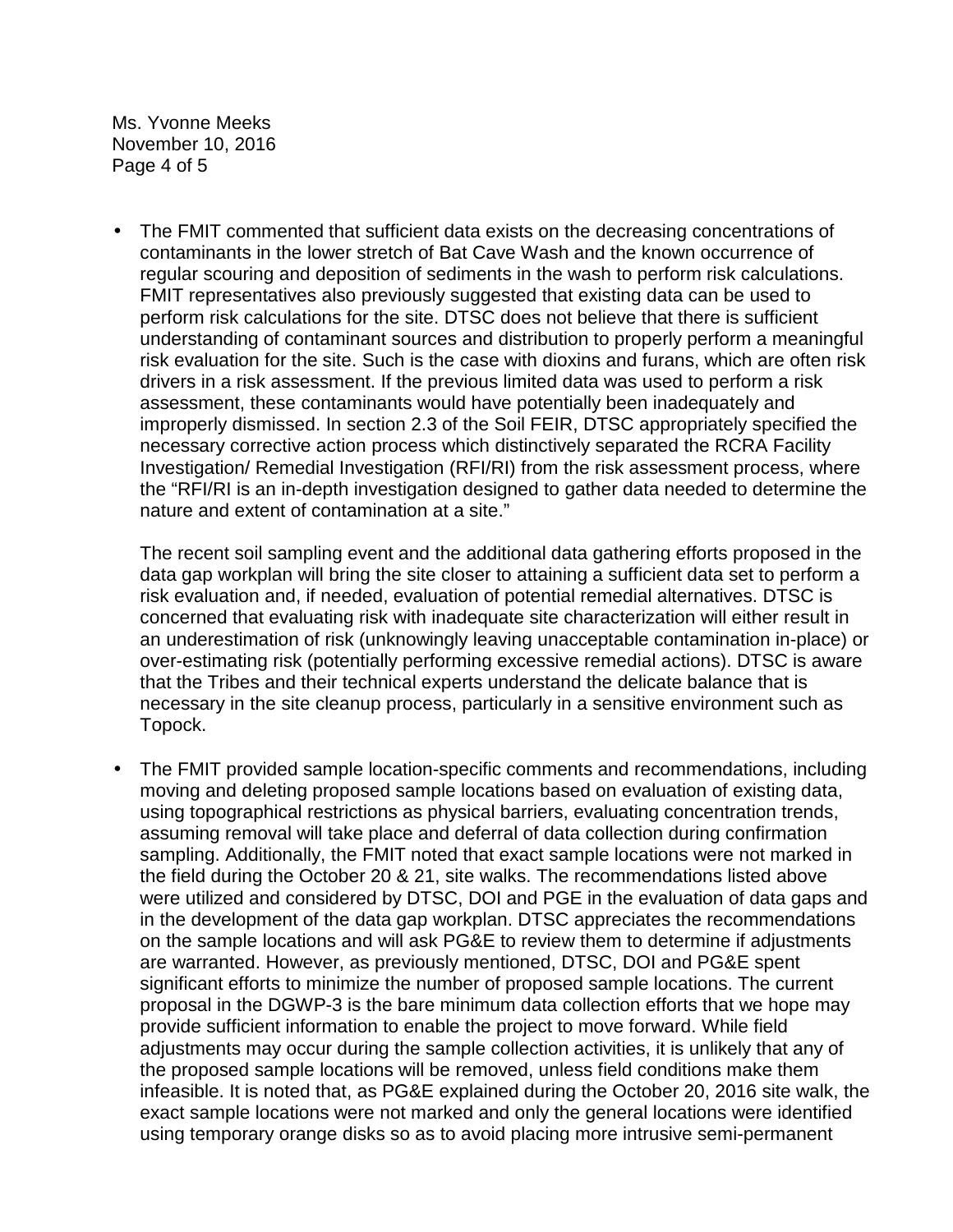- The FMIT commented that sufficient data exists on the decreasing concentrations of contaminants in the lower stretch of Bat Cave Wash and the known occurrence of regular scouring and deposition of sediments in the wash to perform risk calculations. FMIT representatives also previously suggested that existing data can be used to perform risk calculations for the site. DTSC does not believe that there is sufficient understanding of contaminant sources and distribution to properly perform a meaningful risk evaluation for the site. Such is the case with dioxins and furans, which are often risk drivers in a risk assessment. If the previous limited data was used to perform a risk assessment, these contaminants would have potentially been inadequately and improperly dismissed. In section 2.3 of the Soil FEIR, DTSC appropriately specified the necessary corrective action process which distinctively separated the RCRA Facility Investigation/ Remedial Investigation (RFI/RI) from the risk assessment process, where the "RFI/RI is an in-depth investigation designed to gather data needed to determine the nature and extent of contamination at a site."

  The recent soil sampling event and the additional data gathering efforts proposed in the data gap workplan will bring the site closer to attaining a sufficient data set to perform a risk evaluation and, if needed, evaluation of potential remedial alternatives. DTSC is concerned that evaluating risk with inadequate site characterization will either result in an underestimation of risk (unknowingly leaving unacceptable contamination in-place) or over-estimating risk (potentially performing excessive remedial actions). DTSC is aware that the Tribes and their technical experts understand the delicate balance that is necessary in the site cleanup process, particularly in a sensitive environment such as Topock.

- The FMIT provided sample location-specific comments and recommendations, including moving and deleting proposed sample locations based on evaluation of existing data, using topographical restrictions as physical barriers, evaluating concentration trends, assuming removal will take place and deferral of data collection during confirmation sampling. Additionally, the FMIT noted that exact sample locations were not marked in the field during the October 20 & 21, site walks. The recommendations listed above were utilized and considered by DTSC, DOI and PGE in the evaluation of data gaps and in the development of the data gap workplan. DTSC appreciates the recommendations on the sample locations and will ask PG&E to review them to determine if adjustments are warranted. However, as previously mentioned, DTSC, DOI and PG&E spent significant efforts to minimize the number of proposed sample locations. The current proposal in the DGWP-3 is the bare minimum data collection efforts that we hope may provide sufficient information to enable the project to move forward. While field adjustments may occur during the sample collection activities, it is unlikely that any of the proposed sample locations will be removed, unless field conditions make them infeasible. It is noted that, as PG&E explained during the October 20, 2016 site walk, the exact sample locations were not marked and only the general locations were identified using temporary orange disks so as to avoid placing more intrusive semi-permanent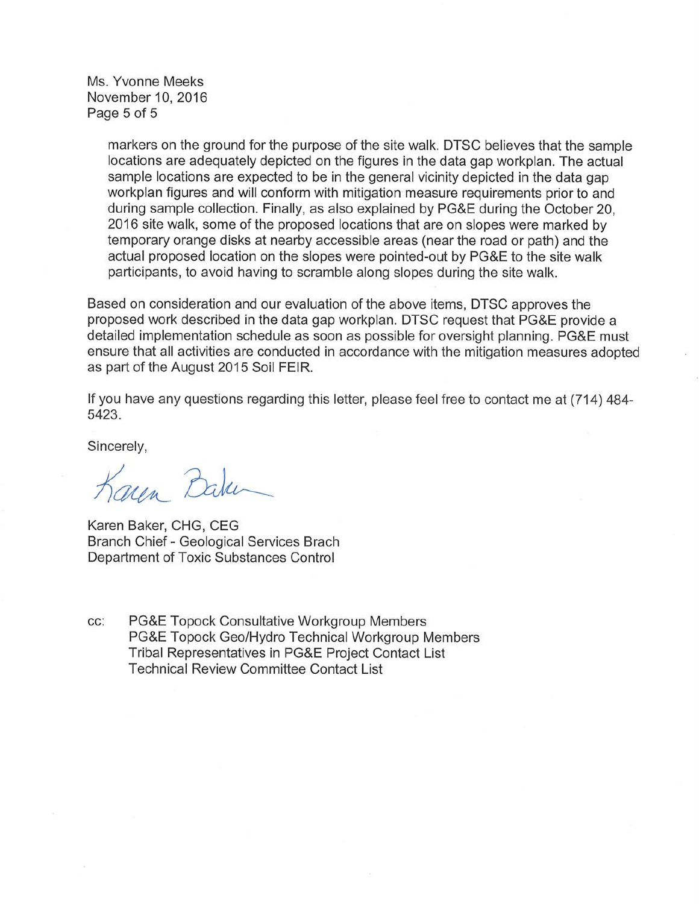markers on the ground for the purpose of the site walk. DTSC believes that the sample locations are adequately depicted on the figures in the data gap workplan. The actual sample locations are expected to be in the general vicinity depicted in the data gap workplan figures and will conform with mitigation measure requirements prior to and during sample collection. Finally, as also explained by PG&E during the October 20, 2016 site walk, some of the proposed locations that are on slopes were marked by temporary orange disks at nearby accessible areas (near the road or path) and the actual proposed location on the slopes were pointed-out by PG&E to the site walk participants, to avoid having to scramble along slopes during the site walk.

Based on consideration and our evaluation of the above items, DTSC approves the proposed work described in the data gap workplan. DTSC request that PG&E provide a detailed implementation schedule as soon as possible for oversight planning. PG&E must ensure that all activities are conducted in accordance with the mitigation measures adopted as part of the August 2015 Soil FEIR.

If you have any questions regarding this letter, please feel free to contact me at (714) 484-5423.

Sincerely,

Karen Baker

Karen Baker, CHG, CEG
Branch Chief - Geological Services Brach
Department of Toxic Substances Control

cc: PG&E Topock Consultative Workgroup Members
PG&E Topock Geo/Hydro Technical Workgroup Members
Tribal Representatives in PG&E Project Contact List
Technical Review Committee Contact List